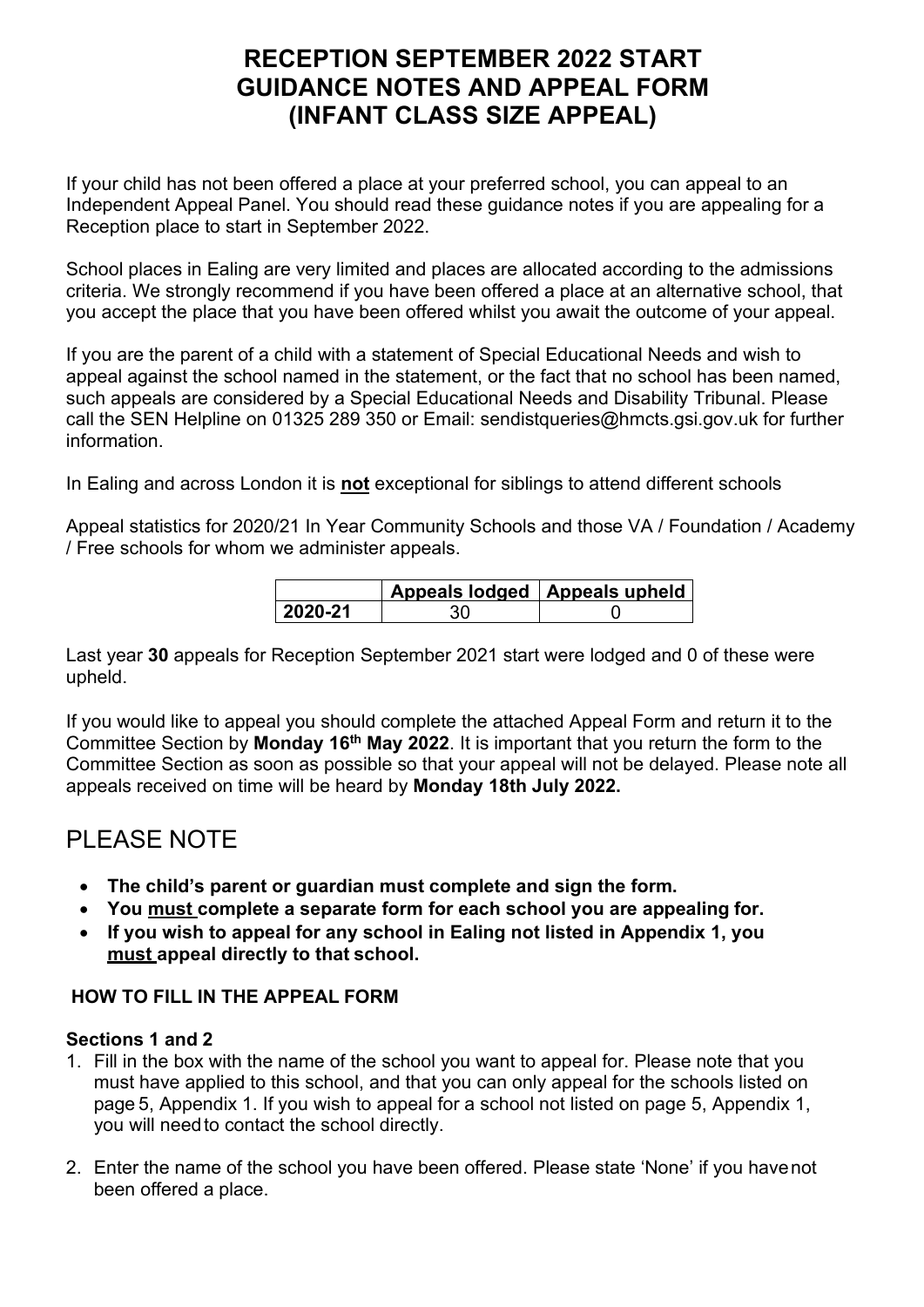# RECEPTION SEPTEMBER 2022 START GUIDANCE NOTES AND APPEAL FORM (INFANT CLASS SIZE APPEAL)

If your child has not been offered a place at your preferred school, you can appeal to an Independent Appeal Panel. You should read these guidance notes if you are appealing for a Reception place to start in September 2022.

School places in Ealing are very limited and places are allocated according to the admissions criteria. We strongly recommend if you have been offered a place at an alternative school, that you accept the place that you have been offered whilst you await the outcome of your appeal.

If you are the parent of a child with a statement of Special Educational Needs and wish to appeal against the school named in the statement, or the fact that no school has been named, such appeals are considered by a Special Educational Needs and Disability Tribunal. Please call the SEN Helpline on 01325 289 350 or Email: sendistqueries@hmcts.gsi.gov.uk for further information.

In Ealing and across London it is **not** exceptional for siblings to attend different schools

Appeal statistics for 2020/21 In Year Community Schools and those VA / Foundation / Academy / Free schools for whom we administer appeals.

| | Appeals lodged | Appeals upheld |
|---|---|---|
| **2020-21** | 30 | 0 |

Last year **30** appeals for Reception September 2021 start were lodged and 0 of these were upheld.

If you would like to appeal you should complete the attached Appeal Form and return it to the Committee Section by **Monday 16th May 2022**. It is important that you return the form to the Committee Section as soon as possible so that your appeal will not be delayed. Please note all appeals received on time will be heard by **Monday 18th July 2022.**

## PLEASE NOTE

- **The child's parent or guardian must complete and sign the form.**
- **You must complete a separate form for each school you are appealing for.**
- **If you wish to appeal for any school in Ealing not listed in Appendix 1, you must appeal directly to that school.**

### HOW TO FILL IN THE APPEAL FORM

**Sections 1 and 2**

1. Fill in the box with the name of the school you want to appeal for. Please note that you must have applied to this school, and that you can only appeal for the schools listed on page 5, Appendix 1. If you wish to appeal for a school not listed on page 5, Appendix 1, you will need to contact the school directly.
2. Enter the name of the school you have been offered. Please state 'None' if you have not been offered a place.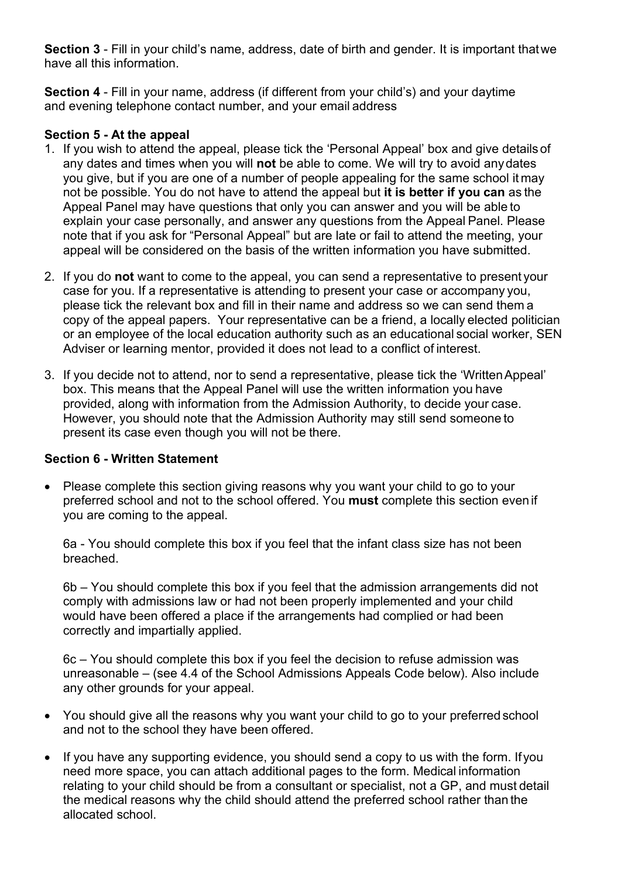**Section 3** - Fill in your child's name, address, date of birth and gender. It is important that we have all this information.

**Section 4** - Fill in your name, address (if different from your child's) and your daytime and evening telephone contact number, and your email address

**Section 5 - At the appeal**

1. If you wish to attend the appeal, please tick the 'Personal Appeal' box and give details of any dates and times when you will **not** be able to come. We will try to avoid any dates you give, but if you are one of a number of people appealing for the same school it may not be possible. You do not have to attend the appeal but **it is better if you can** as the Appeal Panel may have questions that only you can answer and you will be able to explain your case personally, and answer any questions from the Appeal Panel. Please note that if you ask for "Personal Appeal" but are late or fail to attend the meeting, your appeal will be considered on the basis of the written information you have submitted.
2. If you do **not** want to come to the appeal, you can send a representative to present your case for you. If a representative is attending to present your case or accompany you, please tick the relevant box and fill in their name and address so we can send them a copy of the appeal papers. Your representative can be a friend, a locally elected politician or an employee of the local education authority such as an educational social worker, SEN Adviser or learning mentor, provided it does not lead to a conflict of interest.
3. If you decide not to attend, nor to send a representative, please tick the 'Written Appeal' box. This means that the Appeal Panel will use the written information you have provided, along with information from the Admission Authority, to decide your case. However, you should note that the Admission Authority may still send someone to present its case even though you will not be there.

**Section 6 - Written Statement**

- Please complete this section giving reasons why you want your child to go to your preferred school and not to the school offered. You **must** complete this section even if you are coming to the appeal.

  6a - You should complete this box if you feel that the infant class size has not been breached.

  6b – You should complete this box if you feel that the admission arrangements did not comply with admissions law or had not been properly implemented and your child would have been offered a place if the arrangements had complied or had been correctly and impartially applied.

  6c – You should complete this box if you feel the decision to refuse admission was unreasonable – (see 4.4 of the School Admissions Appeals Code below). Also include any other grounds for your appeal.

- You should give all the reasons why you want your child to go to your preferred school and not to the school they have been offered.
- If you have any supporting evidence, you should send a copy to us with the form. If you need more space, you can attach additional pages to the form. Medical information relating to your child should be from a consultant or specialist, not a GP, and must detail the medical reasons why the child should attend the preferred school rather than the allocated school.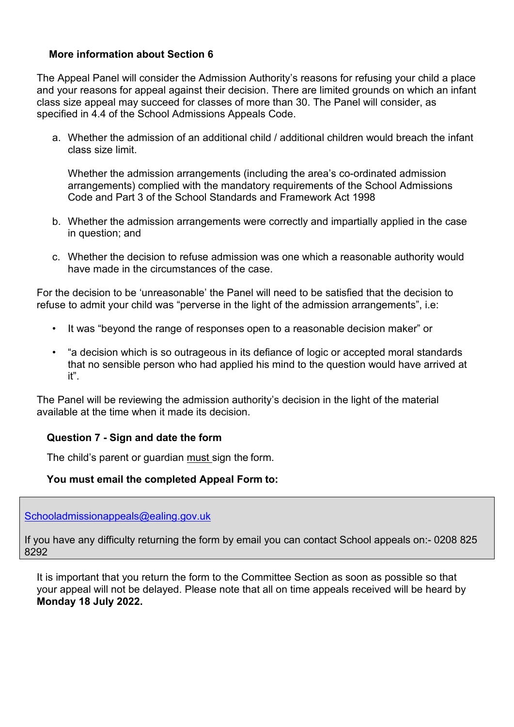### More information about Section 6

The Appeal Panel will consider the Admission Authority's reasons for refusing your child a place and your reasons for appeal against their decision. There are limited grounds on which an infant class size appeal may succeed for classes of more than 30. The Panel will consider, as specified in 4.4 of the School Admissions Appeals Code.

a. Whether the admission of an additional child / additional children would breach the infant class size limit.

   Whether the admission arrangements (including the area's co-ordinated admission arrangements) complied with the mandatory requirements of the School Admissions Code and Part 3 of the School Standards and Framework Act 1998

b. Whether the admission arrangements were correctly and impartially applied in the case in question; and

c. Whether the decision to refuse admission was one which a reasonable authority would have made in the circumstances of the case.

For the decision to be 'unreasonable' the Panel will need to be satisfied that the decision to refuse to admit your child was "perverse in the light of the admission arrangements", i.e:

- It was "beyond the range of responses open to a reasonable decision maker" or
- "a decision which is so outrageous in its defiance of logic or accepted moral standards that no sensible person who had applied his mind to the question would have arrived at it".

The Panel will be reviewing the admission authority's decision in the light of the material available at the time when it made its decision.

### Question 7 - Sign and date the form

The child's parent or guardian must sign the form.

**You must email the completed Appeal Form to:**

Schooladmissionappeals@ealing.gov.uk

If you have any difficulty returning the form by email you can contact School appeals on:- 0208 825 8292

It is important that you return the form to the Committee Section as soon as possible so that your appeal will not be delayed. Please note that all on time appeals received will be heard by **Monday 18 July 2022.**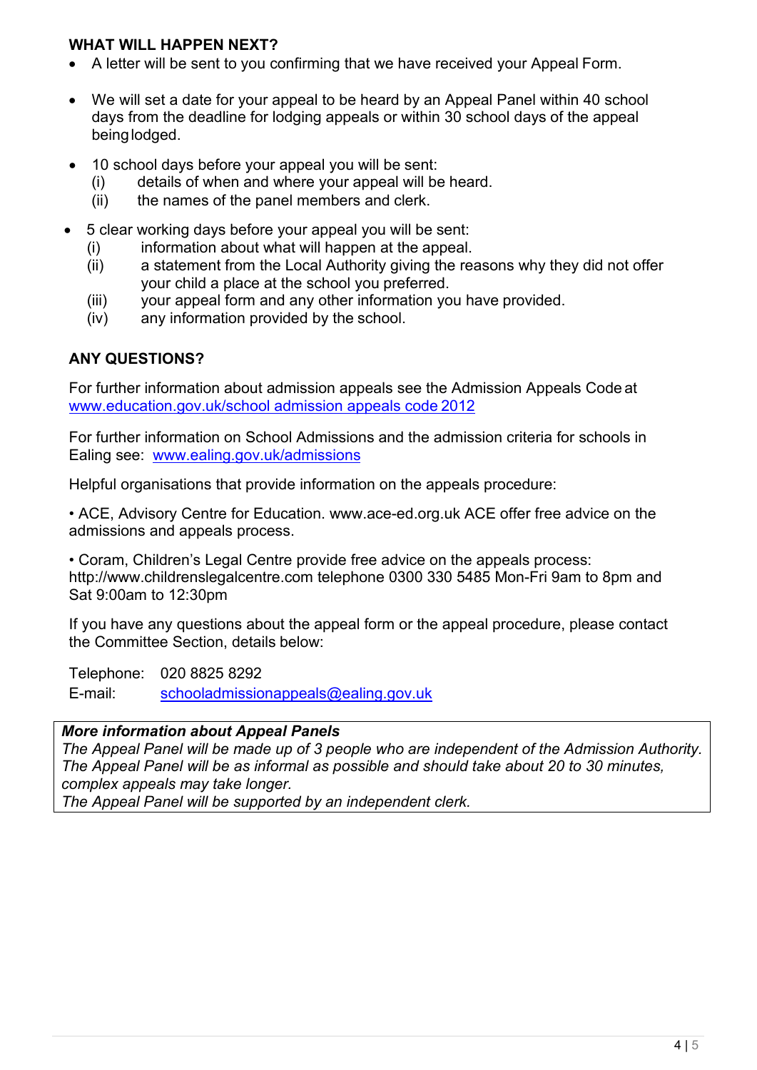## WHAT WILL HAPPEN NEXT?

- A letter will be sent to you confirming that we have received your Appeal Form.

- We will set a date for your appeal to be heard by an Appeal Panel within 40 school days from the deadline for lodging appeals or within 30 school days of the appeal being lodged.

- 10 school days before your appeal you will be sent:
  - (i) details of when and where your appeal will be heard.
  - (ii) the names of the panel members and clerk.

- 5 clear working days before your appeal you will be sent:
  - (i) information about what will happen at the appeal.
  - (ii) a statement from the Local Authority giving the reasons why they did not offer your child a place at the school you preferred.
  - (iii) your appeal form and any other information you have provided.
  - (iv) any information provided by the school.

## ANY QUESTIONS?

For further information about admission appeals see the Admission Appeals Code at [www.education.gov.uk/school admission appeals code 2012](www.education.gov.uk/school admission appeals code 2012)

For further information on School Admissions and the admission criteria for schools in Ealing see: [www.ealing.gov.uk/admissions](www.ealing.gov.uk/admissions)

Helpful organisations that provide information on the appeals procedure:

• ACE, Advisory Centre for Education. www.ace-ed.org.uk ACE offer free advice on the admissions and appeals process.

• Coram, Children's Legal Centre provide free advice on the appeals process: http://www.childrenslegalcentre.com telephone 0300 330 5485 Mon-Fri 9am to 8pm and Sat 9:00am to 12:30pm

If you have any questions about the appeal form or the appeal procedure, please contact the Committee Section, details below:

Telephone: 020 8825 8292
E-mail: [schooladmissionappeals@ealing.gov.uk](mailto:schooladmissionappeals@ealing.gov.uk)

***More information about Appeal Panels***
*The Appeal Panel will be made up of 3 people who are independent of the Admission Authority.*
*The Appeal Panel will be as informal as possible and should take about 20 to 30 minutes, complex appeals may take longer.*
*The Appeal Panel will be supported by an independent clerk.*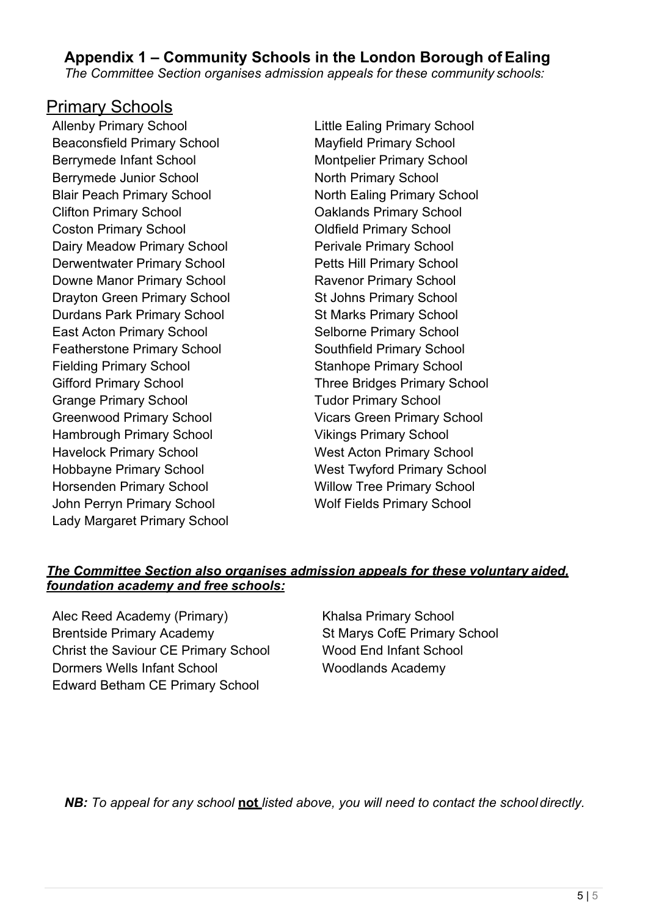## Appendix 1 – Community Schools in the London Borough of Ealing

*The Committee Section organises admission appeals for these community schools:*

### Primary Schools

- Allenby Primary School
- Beaconsfield Primary School
- Berrymede Infant School
- Berrymede Junior School
- Blair Peach Primary School
- Clifton Primary School
- Coston Primary School
- Dairy Meadow Primary School
- Derwentwater Primary School
- Downe Manor Primary School
- Drayton Green Primary School
- Durdans Park Primary School
- East Acton Primary School
- Featherstone Primary School
- Fielding Primary School
- Gifford Primary School
- Grange Primary School
- Greenwood Primary School
- Hambrough Primary School
- Havelock Primary School
- Hobbayne Primary School
- Horsenden Primary School
- John Perryn Primary School
- Lady Margaret Primary School
- Little Ealing Primary School
- Mayfield Primary School
- Montpelier Primary School
- North Primary School
- North Ealing Primary School
- Oaklands Primary School
- Oldfield Primary School
- Perivale Primary School
- Petts Hill Primary School
- Ravenor Primary School
- St Johns Primary School
- St Marks Primary School
- Selborne Primary School
- Southfield Primary School
- Stanhope Primary School
- Three Bridges Primary School
- Tudor Primary School
- Vicars Green Primary School
- Vikings Primary School
- West Acton Primary School
- West Twyford Primary School
- Willow Tree Primary School
- Wolf Fields Primary School

***The Committee Section also organises admission appeals for these voluntary aided, foundation academy and free schools:***

- Alec Reed Academy (Primary)
- Brentside Primary Academy
- Christ the Saviour CE Primary School
- Dormers Wells Infant School
- Edward Betham CE Primary School
- Khalsa Primary School
- St Marys CofE Primary School
- Wood End Infant School
- Woodlands Academy

***NB:** To appeal for any school* ***not*** *listed above, you will need to contact the school directly.*